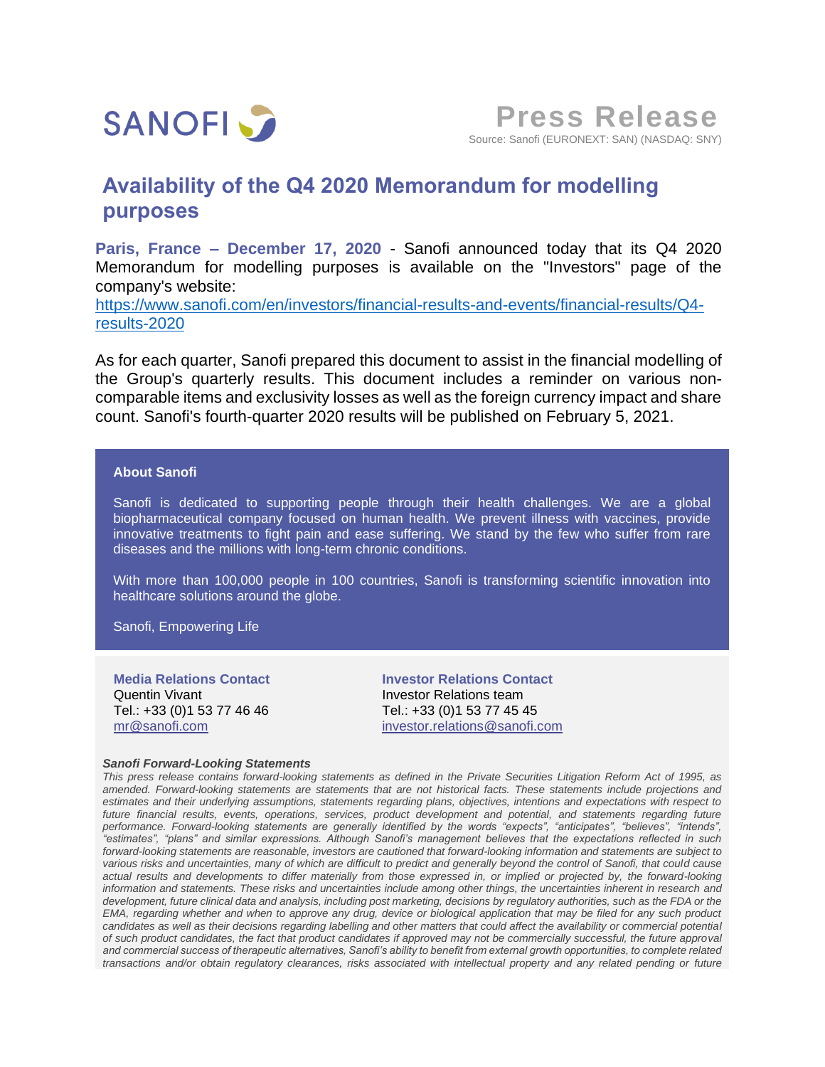SANOFI

# Press Release

Source: Sanofi (EURONEXT: SAN) (NASDAQ: SNY)

## Availability of the Q4 2020 Memorandum for modelling purposes

**Paris, France – December 17, 2020** - Sanofi announced today that its Q4 2020 Memorandum for modelling purposes is available on the "Investors" page of the company's website: https://www.sanofi.com/en/investors/financial-results-and-events/financial-results/Q4-results-2020

As for each quarter, Sanofi prepared this document to assist in the financial modelling of the Group's quarterly results. This document includes a reminder on various non-comparable items and exclusivity losses as well as the foreign currency impact and share count. Sanofi's fourth-quarter 2020 results will be published on February 5, 2021.

**About Sanofi**

Sanofi is dedicated to supporting people through their health challenges. We are a global biopharmaceutical company focused on human health. We prevent illness with vaccines, provide innovative treatments to fight pain and ease suffering. We stand by the few who suffer from rare diseases and the millions with long-term chronic conditions.

With more than 100,000 people in 100 countries, Sanofi is transforming scientific innovation into healthcare solutions around the globe.

Sanofi, Empowering Life

**Media Relations Contact**
Quentin Vivant
Tel.: +33 (0)1 53 77 46 46
mr@sanofi.com

**Investor Relations Contact**
Investor Relations team
Tel.: +33 (0)1 53 77 45 45
investor.relations@sanofi.com

***Sanofi Forward-Looking Statements***

*This press release contains forward-looking statements as defined in the Private Securities Litigation Reform Act of 1995, as amended. Forward-looking statements are statements that are not historical facts. These statements include projections and estimates and their underlying assumptions, statements regarding plans, objectives, intentions and expectations with respect to future financial results, events, operations, services, product development and potential, and statements regarding future performance. Forward-looking statements are generally identified by the words "expects", "anticipates", "believes", "intends", "estimates", "plans" and similar expressions. Although Sanofi's management believes that the expectations reflected in such forward-looking statements are reasonable, investors are cautioned that forward-looking information and statements are subject to various risks and uncertainties, many of which are difficult to predict and generally beyond the control of Sanofi, that could cause actual results and developments to differ materially from those expressed in, or implied or projected by, the forward-looking information and statements. These risks and uncertainties include among other things, the uncertainties inherent in research and development, future clinical data and analysis, including post marketing, decisions by regulatory authorities, such as the FDA or the EMA, regarding whether and when to approve any drug, device or biological application that may be filed for any such product candidates as well as their decisions regarding labelling and other matters that could affect the availability or commercial potential of such product candidates, the fact that product candidates if approved may not be commercially successful, the future approval and commercial success of therapeutic alternatives, Sanofi's ability to benefit from external growth opportunities, to complete related transactions and/or obtain regulatory clearances, risks associated with intellectual property and any related pending or future*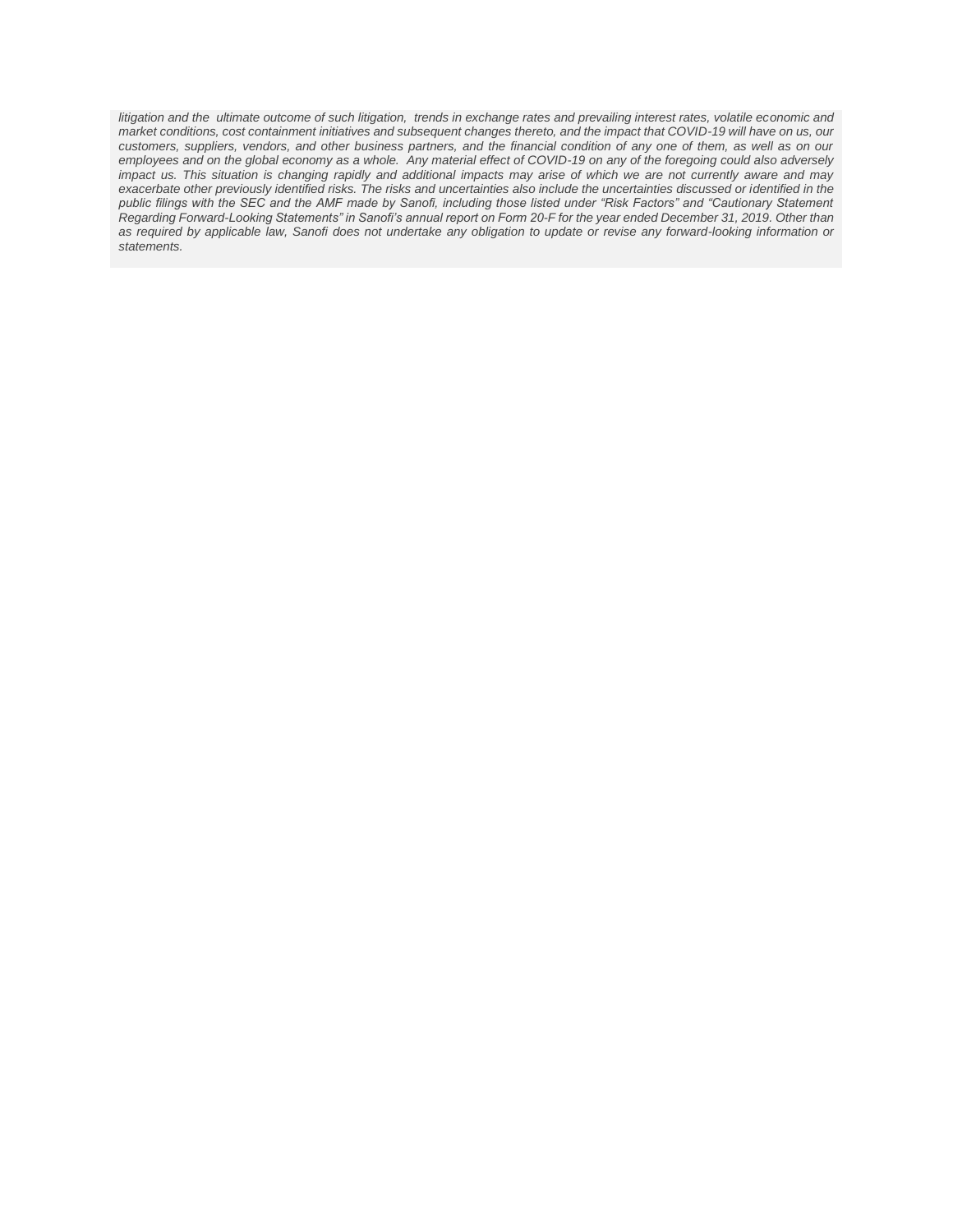*litigation and the ultimate outcome of such litigation, trends in exchange rates and prevailing interest rates, volatile economic and market conditions, cost containment initiatives and subsequent changes thereto, and the impact that COVID-19 will have on us, our customers, suppliers, vendors, and other business partners, and the financial condition of any one of them, as well as on our employees and on the global economy as a whole. Any material effect of COVID-19 on any of the foregoing could also adversely impact us. This situation is changing rapidly and additional impacts may arise of which we are not currently aware and may exacerbate other previously identified risks. The risks and uncertainties also include the uncertainties discussed or identified in the public filings with the SEC and the AMF made by Sanofi, including those listed under "Risk Factors" and "Cautionary Statement Regarding Forward-Looking Statements" in Sanofi's annual report on Form 20-F for the year ended December 31, 2019. Other than as required by applicable law, Sanofi does not undertake any obligation to update or revise any forward-looking information or statements.*